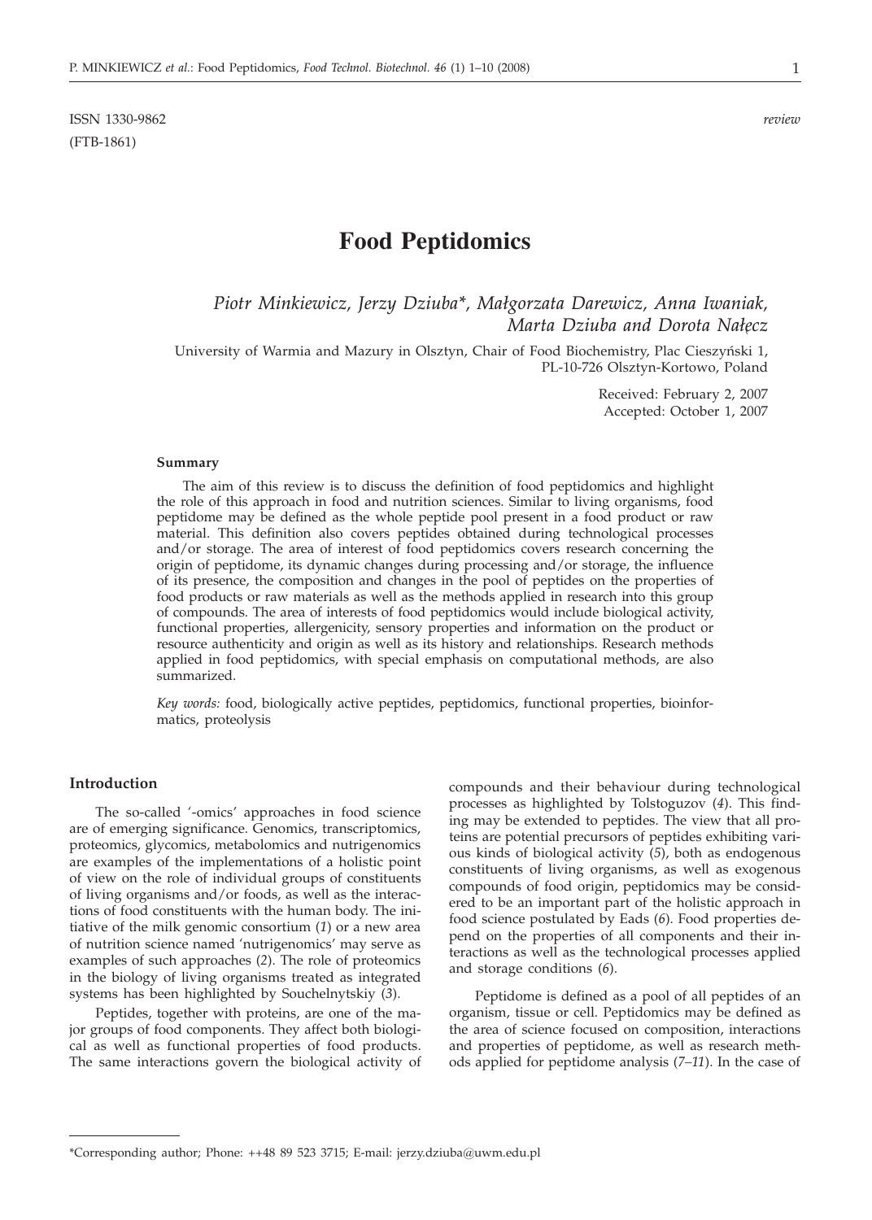ISSN 1330-9862 *review*
(FTB-1861)

# Food Peptidomics

*Piotr Minkiewicz, Jerzy Dziuba\*, Małgorzata Darewicz, Anna Iwaniak, Marta Dziuba and Dorota Nałęcz*

University of Warmia and Mazury in Olsztyn, Chair of Food Biochemistry, Plac Cieszyński 1, PL-10-726 Olsztyn-Kortowo, Poland

Received: February 2, 2007
Accepted: October 1, 2007

### Summary

The aim of this review is to discuss the definition of food peptidomics and highlight the role of this approach in food and nutrition sciences. Similar to living organisms, food peptidome may be defined as the whole peptide pool present in a food product or raw material. This definition also covers peptides obtained during technological processes and/or storage. The area of interest of food peptidomics covers research concerning the origin of peptidome, its dynamic changes during processing and/or storage, the influence of its presence, the composition and changes in the pool of peptides on the properties of food products or raw materials as well as the methods applied in research into this group of compounds. The area of interests of food peptidomics would include biological activity, functional properties, allergenicity, sensory properties and information on the product or resource authenticity and origin as well as its history and relationships. Research methods applied in food peptidomics, with special emphasis on computational methods, are also summarized.

*Key words:* food, biologically active peptides, peptidomics, functional properties, bioinformatics, proteolysis

## Introduction

The so-called '-omics' approaches in food science are of emerging significance. Genomics, transcriptomics, proteomics, glycomics, metabolomics and nutrigenomics are examples of the implementations of a holistic point of view on the role of individual groups of constituents of living organisms and/or foods, as well as the interactions of food constituents with the human body. The initiative of the milk genomic consortium (*1*) or a new area of nutrition science named 'nutrigenomics' may serve as examples of such approaches (*2*). The role of proteomics in the biology of living organisms treated as integrated systems has been highlighted by Souchelnytskiy (*3*).

Peptides, together with proteins, are one of the major groups of food components. They affect both biological as well as functional properties of food products. The same interactions govern the biological activity of compounds and their behaviour during technological processes as highlighted by Tolstoguzov (*4*). This finding may be extended to peptides. The view that all proteins are potential precursors of peptides exhibiting various kinds of biological activity (*5*), both as endogenous constituents of living organisms, as well as exogenous compounds of food origin, peptidomics may be considered to be an important part of the holistic approach in food science postulated by Eads (*6*). Food properties depend on the properties of all components and their interactions as well as the technological processes applied and storage conditions (*6*).

Peptidome is defined as a pool of all peptides of an organism, tissue or cell. Peptidomics may be defined as the area of science focused on composition, interactions and properties of peptidome, as well as research methods applied for peptidome analysis (*7–11*). In the case of

\*Corresponding author; Phone: ++48 89 523 3715; E-mail: jerzy.dziuba@uwm.edu.pl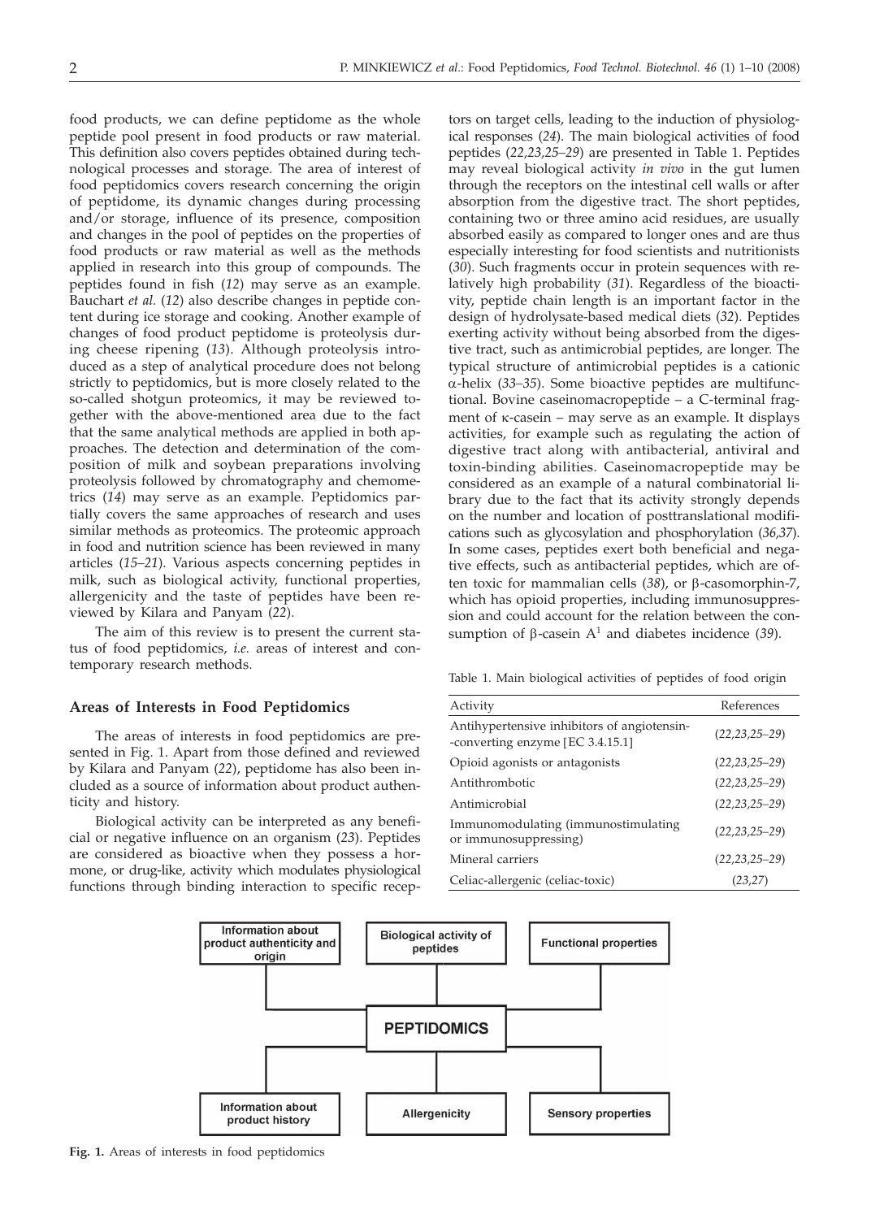food products, we can define peptidome as the whole peptide pool present in food products or raw material. This definition also covers peptides obtained during technological processes and storage. The area of interest of food peptidomics covers research concerning the origin of peptidome, its dynamic changes during processing and/or storage, influence of its presence, composition and changes in the pool of peptides on the properties of food products or raw material as well as the methods applied in research into this group of compounds. The peptides found in fish (*12*) may serve as an example. Bauchart *et al.* (*12*) also describe changes in peptide content during ice storage and cooking. Another example of changes of food product peptidome is proteolysis during cheese ripening (*13*). Although proteolysis introduced as a step of analytical procedure does not belong strictly to peptidomics, but is more closely related to the so-called shotgun proteomics, it may be reviewed together with the above-mentioned area due to the fact that the same analytical methods are applied in both approaches. The detection and determination of the composition of milk and soybean preparations involving proteolysis followed by chromatography and chemometrics (*14*) may serve as an example. Peptidomics partially covers the same approaches of research and uses similar methods as proteomics. The proteomic approach in food and nutrition science has been reviewed in many articles (*15–21*). Various aspects concerning peptides in milk, such as biological activity, functional properties, allergenicity and the taste of peptides have been reviewed by Kilara and Panyam (*22*).

The aim of this review is to present the current status of food peptidomics, *i.e.* areas of interest and contemporary research methods.

## Areas of Interests in Food Peptidomics

The areas of interests in food peptidomics are presented in Fig. 1. Apart from those defined and reviewed by Kilara and Panyam (*22*), peptidome has also been included as a source of information about product authenticity and history.

Biological activity can be interpreted as any beneficial or negative influence on an organism (*23*). Peptides are considered as bioactive when they possess a hormone, or drug-like, activity which modulates physiological functions through binding interaction to specific receptors on target cells, leading to the induction of physiological responses (*24*). The main biological activities of food peptides (*22,23,25–29*) are presented in Table 1. Peptides may reveal biological activity *in vivo* in the gut lumen through the receptors on the intestinal cell walls or after absorption from the digestive tract. The short peptides, containing two or three amino acid residues, are usually absorbed easily as compared to longer ones and are thus especially interesting for food scientists and nutritionists (*30*). Such fragments occur in protein sequences with relatively high probability (*31*). Regardless of the bioactivity, peptide chain length is an important factor in the design of hydrolysate-based medical diets (*32*). Peptides exerting activity without being absorbed from the digestive tract, such as antimicrobial peptides, are longer. The typical structure of antimicrobial peptides is a cationic α-helix (*33–35*). Some bioactive peptides are multifunctional. Bovine caseinomacropeptide – a C-terminal fragment of κ-casein – may serve as an example. It displays activities, for example such as regulating the action of digestive tract along with antibacterial, antiviral and toxin-binding abilities. Caseinomacropeptide may be considered as an example of a natural combinatorial library due to the fact that its activity strongly depends on the number and location of posttranslational modifications such as glycosylation and phosphorylation (*36,37*). In some cases, peptides exert both beneficial and negative effects, such as antibacterial peptides, which are often toxic for mammalian cells (*38*), or β-casomorphin-7, which has opioid properties, including immunosuppression and could account for the relation between the consumption of β-casein $A^1$ and diabetes incidence (*39*).

Table 1. Main biological activities of peptides of food origin

| Activity | References |
|---|---|
| Antihypertensive inhibitors of angiotensin-converting enzyme [EC 3.4.15.1] | (*22,23,25–29*) |
| Opioid agonists or antagonists | (*22,23,25–29*) |
| Antithrombotic | (*22,23,25–29*) |
| Antimicrobial | (*22,23,25–29*) |
| Immunomodulating (immunostimulating or immunosuppressing) | (*22,23,25–29*) |
| Mineral carriers | (*22,23,25–29*) |
| Celiac-allergenic (celiac-toxic) | (*23,27*) |

Information about product authenticity and origin | Biological activity of peptides | Functional properties | PEPTIDOMICS | Information about product history | Allergenicity | Sensory properties

**Fig. 1.** Areas of interests in food peptidomics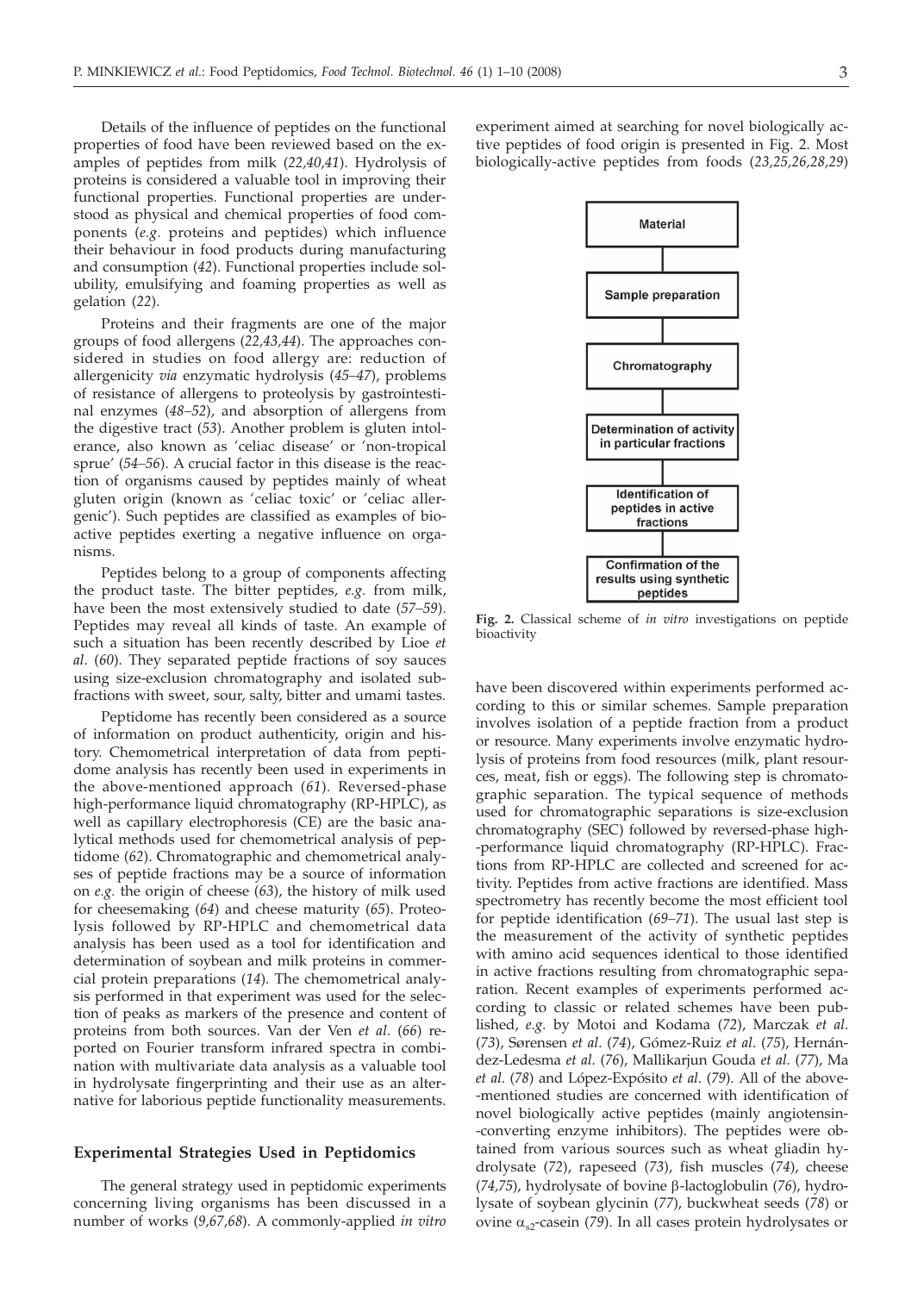Details of the influence of peptides on the functional properties of food have been reviewed based on the examples of peptides from milk (*22,40,41*). Hydrolysis of proteins is considered a valuable tool in improving their functional properties. Functional properties are understood as physical and chemical properties of food components (*e.g.* proteins and peptides) which influence their behaviour in food products during manufacturing and consumption (*42*). Functional properties include solubility, emulsifying and foaming properties as well as gelation (*22*).

Proteins and their fragments are one of the major groups of food allergens (*22,43,44*). The approaches considered in studies on food allergy are: reduction of allergenicity *via* enzymatic hydrolysis (*45–47*), problems of resistance of allergens to proteolysis by gastrointestinal enzymes (*48–52*), and absorption of allergens from the digestive tract (*53*). Another problem is gluten intolerance, also known as 'celiac disease' or 'non-tropical sprue' (*54–56*). A crucial factor in this disease is the reaction of organisms caused by peptides mainly of wheat gluten origin (known as 'celiac toxic' or 'celiac allergenic'). Such peptides are classified as examples of bioactive peptides exerting a negative influence on organisms.

Peptides belong to a group of components affecting the product taste. The bitter peptides, *e.g.* from milk, have been the most extensively studied to date (*57–59*). Peptides may reveal all kinds of taste. An example of such a situation has been recently described by Lioe *et al.* (*60*). They separated peptide fractions of soy sauces using size-exclusion chromatography and isolated subfractions with sweet, sour, salty, bitter and umami tastes.

Peptidome has recently been considered as a source of information on product authenticity, origin and history. Chemometrical interpretation of data from peptidome analysis has recently been used in experiments in the above-mentioned approach (*61*). Reversed-phase high-performance liquid chromatography (RP-HPLC), as well as capillary electrophoresis (CE) are the basic analytical methods used for chemometrical analysis of peptidome (*62*). Chromatographic and chemometrical analyses of peptide fractions may be a source of information on *e.g.* the origin of cheese (*63*), the history of milk used for cheesemaking (*64*) and cheese maturity (*65*). Proteolysis followed by RP-HPLC and chemometrical data analysis has been used as a tool for identification and determination of soybean and milk proteins in commercial protein preparations (*14*). The chemometrical analysis performed in that experiment was used for the selection of peaks as markers of the presence and content of proteins from both sources. Van der Ven *et al.* (*66*) reported on Fourier transform infrared spectra in combination with multivariate data analysis as a valuable tool in hydrolysate fingerprinting and their use as an alternative for laborious peptide functionality measurements.

## Experimental Strategies Used in Peptidomics

The general strategy used in peptidomic experiments concerning living organisms has been discussed in a number of works (*9,67,68*). A commonly-applied *in vitro* experiment aimed at searching for novel biologically active peptides of food origin is presented in Fig. 2. Most biologically-active peptides from foods (*23,25,26,28,29*)

Material → Sample preparation → Chromatography → Determination of activity in particular fractions → Identification of peptides in active fractions → Confirmation of the results using synthetic peptides

**Fig. 2.** Classical scheme of *in vitro* investigations on peptide bioactivity

have been discovered within experiments performed according to this or similar schemes. Sample preparation involves isolation of a peptide fraction from a product or resource. Many experiments involve enzymatic hydrolysis of proteins from food resources (milk, plant resources, meat, fish or eggs). The following step is chromatographic separation. The typical sequence of methods used for chromatographic separations is size-exclusion chromatography (SEC) followed by reversed-phase high-performance liquid chromatography (RP-HPLC). Fractions from RP-HPLC are collected and screened for activity. Peptides from active fractions are identified. Mass spectrometry has recently become the most efficient tool for peptide identification (*69–71*). The usual last step is the measurement of the activity of synthetic peptides with amino acid sequences identical to those identified in active fractions resulting from chromatographic separation. Recent examples of experiments performed according to classic or related schemes have been published, *e.g.* by Motoi and Kodama (*72*), Marczak *et al.* (*73*), Sørensen *et al.* (*74*), Gómez-Ruiz *et al.* (*75*), Hernández-Ledesma *et al.* (*76*), Mallikarjun Gouda *et al.* (*77*), Ma *et al.* (*78*) and López-Expósito *et al.* (*79*). All of the above-mentioned studies are concerned with identification of novel biologically active peptides (mainly angiotensin-converting enzyme inhibitors). The peptides were obtained from various sources such as wheat gliadin hydrolysate (*72*), rapeseed (*73*), fish muscles (*74*), cheese (*74,75*), hydrolysate of bovine β-lactoglobulin (*76*), hydrolysate of soybean glycinin (*77*), buckwheat seeds (*78*) or ovine $\alpha_{s2}$-casein (*79*). In all cases protein hydrolysates or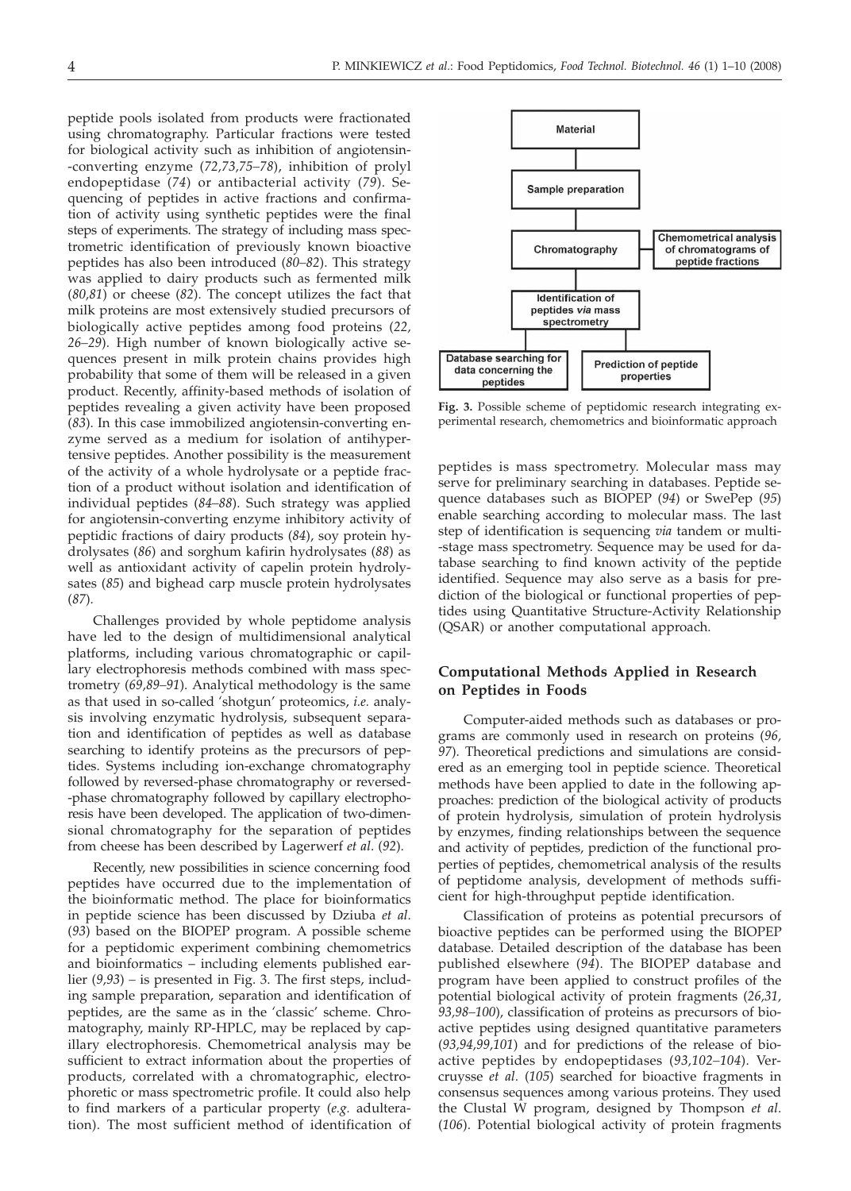peptide pools isolated from products were fractionated using chromatography. Particular fractions were tested for biological activity such as inhibition of angiotensin--converting enzyme (*72,73,75–78*), inhibition of prolyl endopeptidase (*74*) or antibacterial activity (*79*). Sequencing of peptides in active fractions and confirmation of activity using synthetic peptides were the final steps of experiments. The strategy of including mass spectrometric identification of previously known bioactive peptides has also been introduced (*80–82*). This strategy was applied to dairy products such as fermented milk (*80,81*) or cheese (*82*). The concept utilizes the fact that milk proteins are most extensively studied precursors of biologically active peptides among food proteins (*22, 26–29*). High number of known biologically active sequences present in milk protein chains provides high probability that some of them will be released in a given product. Recently, affinity-based methods of isolation of peptides revealing a given activity have been proposed (*83*). In this case immobilized angiotensin-converting enzyme served as a medium for isolation of antihypertensive peptides. Another possibility is the measurement of the activity of a whole hydrolysate or a peptide fraction of a product without isolation and identification of individual peptides (*84–88*). Such strategy was applied for angiotensin-converting enzyme inhibitory activity of peptidic fractions of dairy products (*84*), soy protein hydrolysates (*86*) and sorghum kafirin hydrolysates (*88*) as well as antioxidant activity of capelin protein hydrolysates (*85*) and bighead carp muscle protein hydrolysates (*87*).

Challenges provided by whole peptidome analysis have led to the design of multidimensional analytical platforms, including various chromatographic or capillary electrophoresis methods combined with mass spectrometry (*69,89–91*). Analytical methodology is the same as that used in so-called 'shotgun' proteomics, *i.e.* analysis involving enzymatic hydrolysis, subsequent separation and identification of peptides as well as database searching to identify proteins as the precursors of peptides. Systems including ion-exchange chromatography followed by reversed-phase chromatography or reversed--phase chromatography followed by capillary electrophoresis have been developed. The application of two-dimensional chromatography for the separation of peptides from cheese has been described by Lagerwerf *et al*. (*92*).

Recently, new possibilities in science concerning food peptides have occurred due to the implementation of the bioinformatic method. The place for bioinformatics in peptide science has been discussed by Dziuba *et al*. (*93*) based on the BIOPEP program. A possible scheme for a peptidomic experiment combining chemometrics and bioinformatics – including elements published earlier (*9,93*) – is presented in Fig. 3. The first steps, including sample preparation, separation and identification of peptides, are the same as in the 'classic' scheme. Chromatography, mainly RP-HPLC, may be replaced by capillary electrophoresis. Chemometrical analysis may be sufficient to extract information about the properties of products, correlated with a chromatographic, electrophoretic or mass spectrometric profile. It could also help to find markers of a particular property (*e.g.* adulteration). The most sufficient method of identification of peptides is mass spectrometry. Molecular mass may serve for preliminary searching in databases. Peptide sequence databases such as BIOPEP (*94*) or SwePep (*95*) enable searching according to molecular mass. The last step of identification is sequencing *via* tandem or multi--stage mass spectrometry. Sequence may be used for database searching to find known activity of the peptide identified. Sequence may also serve as a basis for prediction of the biological or functional properties of peptides using Quantitative Structure-Activity Relationship (QSAR) or another computational approach.

Material → Sample preparation → Chromatography (→ Chemometrical analysis of chromatograms of peptide fractions) → Identification of peptides *via* mass spectrometry → Database searching for data concerning the peptides; Prediction of peptide properties

**Fig. 3.** Possible scheme of peptidomic research integrating experimental research, chemometrics and bioinformatic approach

## Computational Methods Applied in Research on Peptides in Foods

Computer-aided methods such as databases or programs are commonly used in research on proteins (*96, 97*). Theoretical predictions and simulations are considered as an emerging tool in peptide science. Theoretical methods have been applied to date in the following approaches: prediction of the biological activity of products of protein hydrolysis, simulation of protein hydrolysis by enzymes, finding relationships between the sequence and activity of peptides, prediction of the functional properties of peptides, chemometrical analysis of the results of peptidome analysis, development of methods sufficient for high-throughput peptide identification.

Classification of proteins as potential precursors of bioactive peptides can be performed using the BIOPEP database. Detailed description of the database has been published elsewhere (*94*). The BIOPEP database and program have been applied to construct profiles of the potential biological activity of protein fragments (*26,31, 93,98–100*), classification of proteins as precursors of bioactive peptides using designed quantitative parameters (*93,94,99,101*) and for predictions of the release of bioactive peptides by endopeptidases (*93,102–104*). Vercruysse *et al*. (*105*) searched for bioactive fragments in consensus sequences among various proteins. They used the Clustal W program, designed by Thompson *et al*. (*106*). Potential biological activity of protein fragments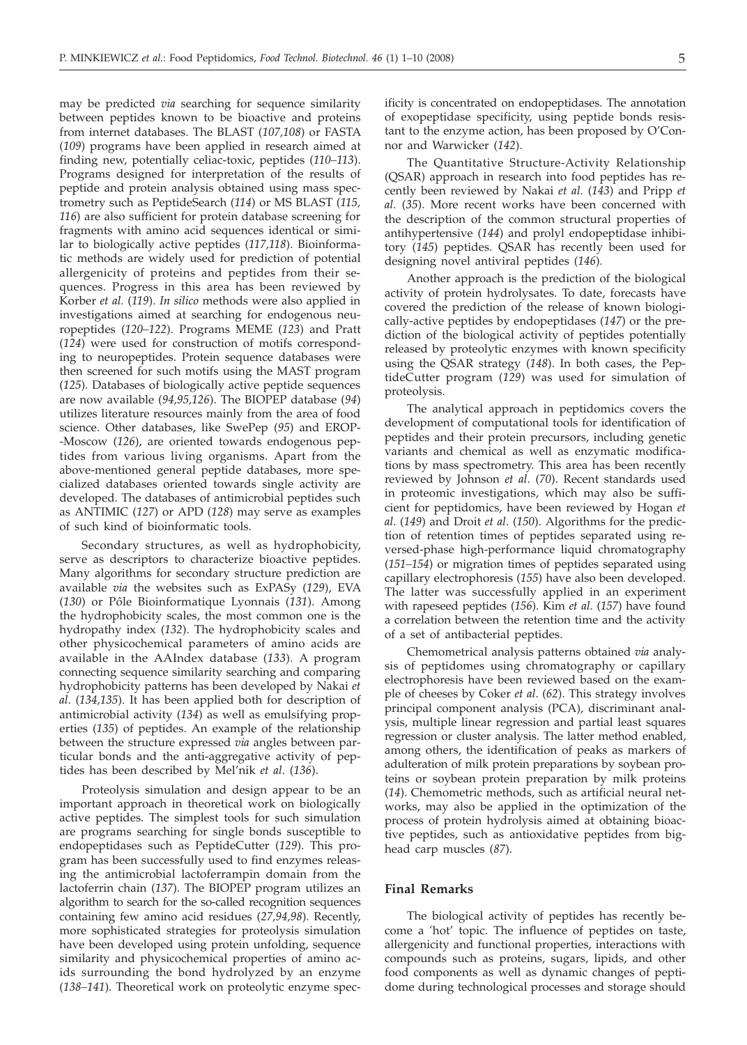may be predicted *via* searching for sequence similarity between peptides known to be bioactive and proteins from internet databases. The BLAST (*107,108*) or FASTA (*109*) programs have been applied in research aimed at finding new, potentially celiac-toxic, peptides (*110–113*). Programs designed for interpretation of the results of peptide and protein analysis obtained using mass spectrometry such as PeptideSearch (*114*) or MS BLAST (*115, 116*) are also sufficient for protein database screening for fragments with amino acid sequences identical or similar to biologically active peptides (*117,118*). Bioinformatic methods are widely used for prediction of potential allergenicity of proteins and peptides from their sequences. Progress in this area has been reviewed by Korber *et al.* (*119*). *In silico* methods were also applied in investigations aimed at searching for endogenous neuropeptides (*120–122*). Programs MEME (*123*) and Pratt (*124*) were used for construction of motifs corresponding to neuropeptides. Protein sequence databases were then screened for such motifs using the MAST program (*125*). Databases of biologically active peptide sequences are now available (*94,95,126*). The BIOPEP database (*94*) utilizes literature resources mainly from the area of food science. Other databases, like SwePep (*95*) and EROP-Moscow (*126*), are oriented towards endogenous peptides from various living organisms. Apart from the above-mentioned general peptide databases, more specialized databases oriented towards single activity are developed. The databases of antimicrobial peptides such as ANTIMIC (*127*) or APD (*128*) may serve as examples of such kind of bioinformatic tools.

Secondary structures, as well as hydrophobicity, serve as descriptors to characterize bioactive peptides. Many algorithms for secondary structure prediction are available *via* the websites such as ExPASy (*129*), EVA (*130*) or Pôle Bioinformatique Lyonnais (*131*). Among the hydrophobicity scales, the most common one is the hydropathy index (*132*). The hydrophobicity scales and other physicochemical parameters of amino acids are available in the AAIndex database (*133*). A program connecting sequence similarity searching and comparing hydrophobicity patterns has been developed by Nakai *et al.* (*134,135*). It has been applied both for description of antimicrobial activity (*134*) as well as emulsifying properties (*135*) of peptides. An example of the relationship between the structure expressed *via* angles between particular bonds and the anti-aggregative activity of peptides has been described by Mel'nik *et al.* (*136*).

Proteolysis simulation and design appear to be an important approach in theoretical work on biologically active peptides. The simplest tools for such simulation are programs searching for single bonds susceptible to endopeptidases such as PeptideCutter (*129*). This program has been successfully used to find enzymes releasing the antimicrobial lactoferrampin domain from the lactoferrin chain (*137*). The BIOPEP program utilizes an algorithm to search for the so-called recognition sequences containing few amino acid residues (*27,94,98*). Recently, more sophisticated strategies for proteolysis simulation have been developed using protein unfolding, sequence similarity and physicochemical properties of amino acids surrounding the bond hydrolyzed by an enzyme (*138–141*). Theoretical work on proteolytic enzyme specificity is concentrated on endopeptidases. The annotation of exopeptidase specificity, using peptide bonds resistant to the enzyme action, has been proposed by O'Connor and Warwicker (*142*).

The Quantitative Structure-Activity Relationship (QSAR) approach in research into food peptides has recently been reviewed by Nakai *et al.* (*143*) and Pripp *et al.* (*35*). More recent works have been concerned with the description of the common structural properties of antihypertensive (*144*) and prolyl endopeptidase inhibitory (*145*) peptides. QSAR has recently been used for designing novel antiviral peptides (*146*).

Another approach is the prediction of the biological activity of protein hydrolysates. To date, forecasts have covered the prediction of the release of known biologically-active peptides by endopeptidases (*147*) or the prediction of the biological activity of peptides potentially released by proteolytic enzymes with known specificity using the QSAR strategy (*148*). In both cases, the PeptideCutter program (*129*) was used for simulation of proteolysis.

The analytical approach in peptidomics covers the development of computational tools for identification of peptides and their protein precursors, including genetic variants and chemical as well as enzymatic modifications by mass spectrometry. This area has been recently reviewed by Johnson *et al.* (*70*). Recent standards used in proteomic investigations, which may also be sufficient for peptidomics, have been reviewed by Hogan *et al.* (*149*) and Droit *et al.* (*150*). Algorithms for the prediction of retention times of peptides separated using reversed-phase high-performance liquid chromatography (*151–154*) or migration times of peptides separated using capillary electrophoresis (*155*) have also been developed. The latter was successfully applied in an experiment with rapeseed peptides (*156*). Kim *et al.* (*157*) have found a correlation between the retention time and the activity of a set of antibacterial peptides.

Chemometrical analysis patterns obtained *via* analysis of peptidomes using chromatography or capillary electrophoresis have been reviewed based on the example of cheeses by Coker *et al.* (*62*). This strategy involves principal component analysis (PCA), discriminant analysis, multiple linear regression and partial least squares regression or cluster analysis. The latter method enabled, among others, the identification of peaks as markers of adulteration of milk protein preparations by soybean proteins or soybean protein preparation by milk proteins (*14*). Chemometric methods, such as artificial neural networks, may also be applied in the optimization of the process of protein hydrolysis aimed at obtaining bioactive peptides, such as antioxidative peptides from bighead carp muscles (*87*).

## Final Remarks

The biological activity of peptides has recently become a 'hot' topic. The influence of peptides on taste, allergenicity and functional properties, interactions with compounds such as proteins, sugars, lipids, and other food components as well as dynamic changes of peptidome during technological processes and storage should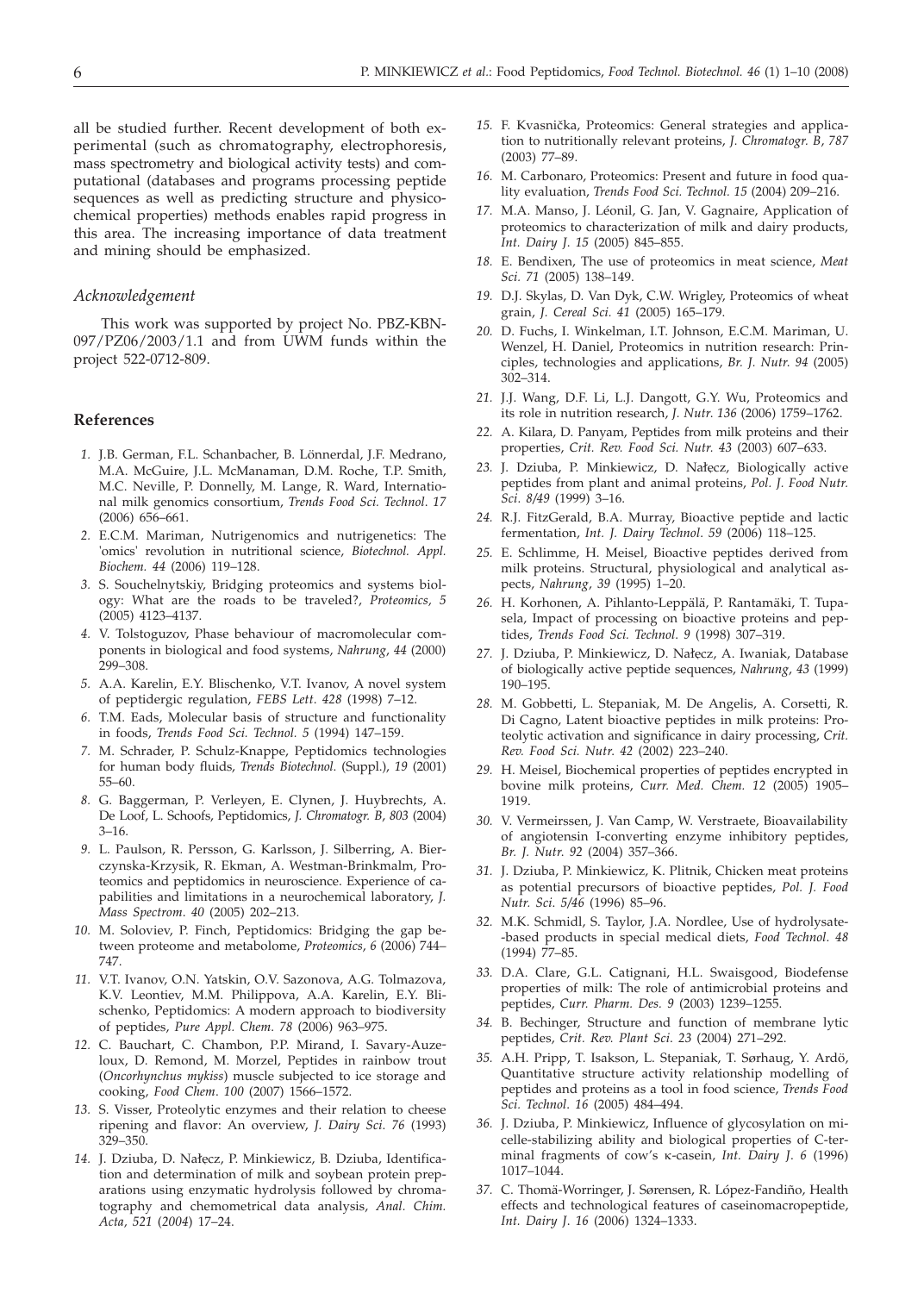all be studied further. Recent development of both experimental (such as chromatography, electrophoresis, mass spectrometry and biological activity tests) and computational (databases and programs processing peptide sequences as well as predicting structure and physicochemical properties) methods enables rapid progress in this area. The increasing importance of data treatment and mining should be emphasized.

### *Acknowledgement*

This work was supported by project No. PBZ-KBN-097/PZ06/2003/1.1 and from UWM funds within the project 522-0712-809.

## References

1. J.B. German, F.L. Schanbacher, B. Lönnerdal, J.F. Medrano, M.A. McGuire, J.L. McManaman, D.M. Roche, T.P. Smith, M.C. Neville, P. Donnelly, M. Lange, R. Ward, International milk genomics consortium, *Trends Food Sci. Technol. 17* (2006) 656–661.
2. E.C.M. Mariman, Nutrigenomics and nutrigenetics: The 'omics' revolution in nutritional science, *Biotechnol. Appl. Biochem. 44* (2006) 119–128.
3. S. Souchelnytskiy, Bridging proteomics and systems biology: What are the roads to be traveled?, *Proteomics, 5* (2005) 4123–4137.
4. V. Tolstoguzov, Phase behaviour of macromolecular components in biological and food systems, *Nahrung, 44* (2000) 299–308.
5. A.A. Karelin, E.Y. Blischenko, V.T. Ivanov, A novel system of peptidergic regulation, *FEBS Lett. 428* (1998) 7–12.
6. T.M. Eads, Molecular basis of structure and functionality in foods, *Trends Food Sci. Technol. 5* (1994) 147–159.
7. M. Schrader, P. Schulz-Knappe, Peptidomics technologies for human body fluids, *Trends Biotechnol.* (Suppl.), *19* (2001) 55–60.
8. G. Baggerman, P. Verleyen, E. Clynen, J. Huybrechts, A. De Loof, L. Schoofs, Peptidomics, *J. Chromatogr. B, 803* (2004) 3–16.
9. L. Paulson, R. Persson, G. Karlsson, J. Silberring, A. Bierczynska-Krzysik, R. Ekman, A. Westman-Brinkmalm, Proteomics and peptidomics in neuroscience. Experience of capabilities and limitations in a neurochemical laboratory, *J. Mass Spectrom. 40* (2005) 202–213.
10. M. Soloviev, P. Finch, Peptidomics: Bridging the gap between proteome and metabolome, *Proteomics, 6* (2006) 744–747.
11. V.T. Ivanov, O.N. Yatskin, O.V. Sazonova, A.G. Tolmazova, K.V. Leontiev, M.M. Philippova, A.A. Karelin, E.Y. Blischenko, Peptidomics: A modern approach to biodiversity of peptides, *Pure Appl. Chem. 78* (2006) 963–975.
12. C. Bauchart, C. Chambon, P.P. Mirand, I. Savary-Auzeloux, D. Remond, M. Morzel, Peptides in rainbow trout (*Oncorhynchus mykiss*) muscle subjected to ice storage and cooking, *Food Chem. 100* (2007) 1566–1572.
13. S. Visser, Proteolytic enzymes and their relation to cheese ripening and flavor: An overview, *J. Dairy Sci. 76* (1993) 329–350.
14. J. Dziuba, D. Nałęcz, P. Minkiewicz, B. Dziuba, Identification and determination of milk and soybean protein preparations using enzymatic hydrolysis followed by chromatography and chemometrical data analysis, *Anal. Chim. Acta, 521* (2004) 17–24.
15. F. Kvasnička, Proteomics: General strategies and application to nutritionally relevant proteins, *J. Chromatogr. B, 787* (2003) 77–89.
16. M. Carbonaro, Proteomics: Present and future in food quality evaluation, *Trends Food Sci. Technol. 15* (2004) 209–216.
17. M.A. Manso, J. Léonil, G. Jan, V. Gagnaire, Application of proteomics to characterization of milk and dairy products, *Int. Dairy J. 15* (2005) 845–855.
18. E. Bendixen, The use of proteomics in meat science, *Meat Sci. 71* (2005) 138–149.
19. D.J. Skylas, D. Van Dyk, C.W. Wrigley, Proteomics of wheat grain, *J. Cereal Sci. 41* (2005) 165–179.
20. D. Fuchs, I. Winkelman, I.T. Johnson, E.C.M. Mariman, U. Wenzel, H. Daniel, Proteomics in nutrition research: Principles, technologies and applications, *Br. J. Nutr. 94* (2005) 302–314.
21. J.J. Wang, D.F. Li, L.J. Dangott, G.Y. Wu, Proteomics and its role in nutrition research, *J. Nutr. 136* (2006) 1759–1762.
22. A. Kilara, D. Panyam, Peptides from milk proteins and their properties, *Crit. Rev. Food Sci. Nutr. 43* (2003) 607–633.
23. J. Dziuba, P. Minkiewicz, D. Nałęcz, Biologically active peptides from plant and animal proteins, *Pol. J. Food Nutr. Sci. 8/49* (1999) 3–16.
24. R.J. FitzGerald, B.A. Murray, Bioactive peptide and lactic fermentation, *Int. J. Dairy Technol. 59* (2006) 118–125.
25. E. Schlimme, H. Meisel, Bioactive peptides derived from milk proteins. Structural, physiological and analytical aspects, *Nahrung, 39* (1995) 1–20.
26. H. Korhonen, A. Pihlanto-Leppälä, P. Rantamäki, T. Tupasela, Impact of processing on bioactive proteins and peptides, *Trends Food Sci. Technol. 9* (1998) 307–319.
27. J. Dziuba, P. Minkiewicz, D. Nałęcz, A. Iwaniak, Database of biologically active peptide sequences, *Nahrung, 43* (1999) 190–195.
28. M. Gobbetti, L. Stepaniak, M. De Angelis, A. Corsetti, R. Di Cagno, Latent bioactive peptides in milk proteins: Proteolytic activation and significance in dairy processing, *Crit. Rev. Food Sci. Nutr. 42* (2002) 223–240.
29. H. Meisel, Biochemical properties of peptides encrypted in bovine milk proteins, *Curr. Med. Chem. 12* (2005) 1905–1919.
30. V. Vermeirssen, J. Van Camp, W. Verstraete, Bioavailability of angiotensin I-converting enzyme inhibitory peptides, *Br. J. Nutr. 92* (2004) 357–366.
31. J. Dziuba, P. Minkiewicz, K. Plitnik, Chicken meat proteins as potential precursors of bioactive peptides, *Pol. J. Food Nutr. Sci. 5/46* (1996) 85–96.
32. M.K. Schmidl, S. Taylor, J.A. Nordlee, Use of hydrolysate-based products in special medical diets, *Food Technol. 48* (1994) 77–85.
33. D.A. Clare, G.L. Catignani, H.L. Swaisgood, Biodefense properties of milk: The role of antimicrobial proteins and peptides, *Curr. Pharm. Des. 9* (2003) 1239–1255.
34. B. Bechinger, Structure and function of membrane lytic peptides, *Crit. Rev. Plant Sci. 23* (2004) 271–292.
35. A.H. Pripp, T. Isakson, L. Stepaniak, T. Sørhaug, Y. Ardö, Quantitative structure activity relationship modelling of peptides and proteins as a tool in food science, *Trends Food Sci. Technol. 16* (2005) 484–494.
36. J. Dziuba, P. Minkiewicz, Influence of glycosylation on micelle-stabilizing ability and biological properties of C-terminal fragments of cow's κ-casein, *Int. Dairy J. 6* (1996) 1017–1044.
37. C. Thomä-Worringer, J. Sørensen, R. López-Fandiño, Health effects and technological features of caseinomacropeptide, *Int. Dairy J. 16* (2006) 1324–1333.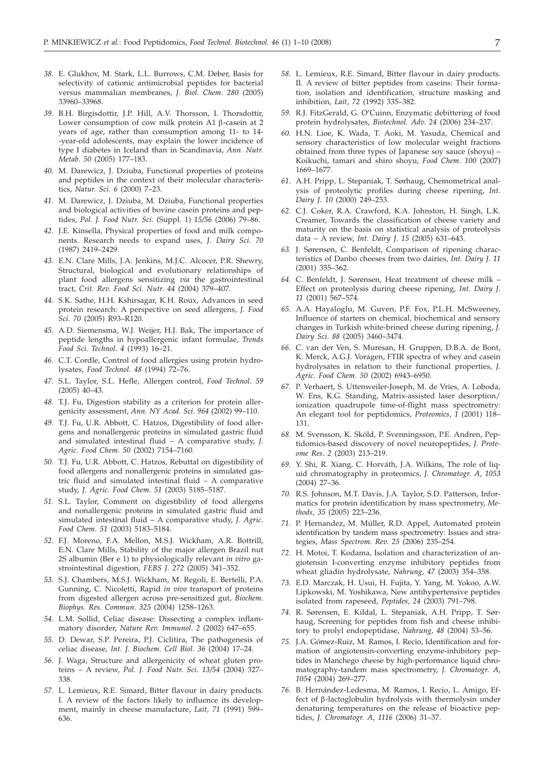38. E. Glukhov, M. Stark, L.L. Burrows, C.M. Deber, Basis for selectivity of cationic antimicrobial peptides for bacterial versus mammalian membranes, *J. Biol. Chem. 280* (2005) 33960–33968.

39. B.H. Birgisdottir, J.P. Hill, A.V. Thorsson, I. Thorsdottir, Lower consumption of cow milk protein A1 β-casein at 2 years of age, rather than consumption among 11- to 14-year-old adolescents, may explain the lower incidence of type I diabetes in Iceland than in Scandinavia, *Ann. Nutr. Metab. 50* (2005) 177–183.

40. M. Darewicz, J. Dziuba, Functional properties of proteins and peptides in the context of their molecular characteristics, *Natur. Sci. 6* (2000) 7–23.

41. M. Darewicz, J. Dziuba, M. Dziuba, Functional properties and biological activities of bovine casein proteins and peptides, *Pol. J. Food Nutr. Sci.* (Suppl. 1) *15/56* (2006) 79–86.

42. J.E. Kinsella, Physical properties of food and milk components. Research needs to expand uses, *J. Dairy Sci. 70* (1987) 2419–2429.

43. E.N. Clare Mills, J.A. Jenkins, M.J.C. Alcocer, P.R. Shewry, Structural, biological and evolutionary relationships of plant food allergens sensitizing *via* the gastrointestinal tract, *Crit. Rev. Food Sci. Nutr. 44* (2004) 379–407.

44. S.K. Sathe, H.H. Kshirsagar, K.H. Roux, Advances in seed protein research: A perspective on seed allergens, *J. Food Sci. 70* (2005) R93–R120.

45. A.D. Siemensma, W.J. Weijer, H.J. Bak, The importance of peptide lengths in hypoallergenic infant formulae, *Trends Food Sci. Technol. 4* (1993) 16–21.

46. C.T. Cordle, Control of food allergies using protein hydrolysates, *Food Technol. 48* (1994) 72–76.

47. S.L. Taylor, S.L. Hefle, Allergen control, *Food Technol. 59* (2005) 40–43.

48. T.J. Fu, Digestion stability as a criterion for protein allergenicity assessment, *Ann. NY Acad. Sci. 964* (2002) 99–110.

49. T.J. Fu, U.R. Abbott, C. Hatzos, Digestibility of food allergens and nonallergenic proteins in simulated gastric fluid and simulated intestinal fluid – A comparative study, *J. Agric. Food Chem. 50* (2002) 7154–7160.

50. T.J. Fu, U.R. Abbott, C. Hatzos, Rebuttal on digestibility of food allergens and nonallergenic proteins in simulated gastric fluid and simulated intestinal fluid – A comparative study, *J. Agric. Food Chem. 51* (2003) 5185–5187.

51. S.L. Taylor, Comment on digestibility of food allergens and nonallergenic proteins in simulated gastric fluid and simulated intestinal fluid – A comparative study, *J. Agric. Food Chem. 51* (2003) 5183–5184.

52. F.J. Moreno, F.A. Mellon, M.S.J. Wickham, A.R. Bottrill, E.N. Clare Mills, Stability of the major allergen Brazil nut 2S albumin (Ber e 1) to physiologically relevant *in vitro* gastrointestinal digestion, *FEBS J. 272* (2005) 341–352.

53. S.J. Chambers, M.S.J. Wickham, M. Regoli, E. Bertelli, P.A. Gunning, C. Nicoletti, Rapid *in vivo* transport of proteins from digested allergen across pre-sensitized gut, *Biochem. Biophys. Res. Commun. 325* (2004) 1258–1263.

54. L.M. Sollid, Celiac disease: Dissecting a complex inflammatory disorder, *Nature Rev. Immunol. 2* (2002) 647–655.

55. D. Dewar, S.P. Pereira, P.J. Ciclitira, The pathogenesis of celiac disease, *Int. J. Biochem. Cell Biol. 36* (2004) 17–24.

56. J. Waga, Structure and allergenicity of wheat gluten proteins – A review, *Pol. J. Food Nutr. Sci. 13/54* (2004) 327–338.

57. L. Lemieux, R.E. Simard, Bitter flavour in dairy products. I. A review of the factors likely to influence its development, mainly in cheese manufacture, *Lait, 71* (1991) 599–636.

58. L. Lemieux, R.E. Simard, Bitter flavour in dairy products. II. A review of bitter peptides from caseins: Their formation, isolation and identification, structure masking and inhibition, *Lait, 72* (1992) 335–382.

59. R.J. FitzGerald, G. O'Cuinn, Enzymatic debittering of food protein hydrolysates, *Biotechnol. Adv. 24* (2006) 234–237.

60. H.N. Lioe, K. Wada, T. Aoki, M. Yasuda, Chemical and sensory characteristics of low molecular weight fractions obtained from three types of Japanese soy sauce (shoyu) – Koikuchi, tamari and shiro shoyu, *Food Chem. 100* (2007) 1669–1677.

61. A.H. Pripp, L. Stepaniak, T. Sørhaug, Chemometrical analysis of proteolytic profiles during cheese ripening, *Int. Dairy J. 10* (2000) 249–253.

62. C.J. Coker, R.A. Crawford, K.A. Johnston, H. Singh, L.K. Creamer, Towards the classification of cheese variety and maturity on the basis on statistical analysis of proteolysis data – A review, *Int. Dairy J. 15* (2005) 631–643.

63. J. Sørensen, C. Benfeldt, Comparison of ripening characteristics of Danbo cheeses from two dairies, *Int. Dairy J. 11* (2001) 355–362.

64. C. Benfeldt, J. Sørensen, Heat treatment of cheese milk – Effect on proteolysis during cheese ripening, *Int. Dairy J. 11* (2001) 567–574.

65. A.A. Hayaloglu, M. Guven, P.F. Fox, P.L.H. McSweeney, Influence of starters on chemical, biochemical and sensory changes in Turkish white-brined cheese during ripening, *J. Dairy Sci. 88* (2005) 3460–3474.

66. C. van der Ven, S. Muresan, H. Gruppen, D.B.A. de Bont, K. Merck, A.G.J. Voragen, FTIR spectra of whey and casein hydrolysates in relation to their functional properties, *J. Agric. Food Chem. 50* (2002) 6943–6950.

67. P. Verhaert, S. Uttenweiler-Joseph, M. de Vries, A. Loboda, W. Ens, K.G. Standing, Matrix-assisted laser desorption/ionization quadrupole time-of-flight mass spectrometry: An elegant tool for peptidomics, *Proteomics, 1* (2001) 118–131.

68. M. Svensson, K. Sköld, P. Svenningsson, P.E. Andren, Peptidomics-based discovery of novel neuropeptides, *J. Proteome Res. 2* (2003) 213–219.

69. Y. Shi, R. Xiang, C. Horváth, J.A. Wilkins, The role of liquid chromatography in proteomics, *J. Chromatogr. A, 1053* (2004) 27–36.

70. R.S. Johnson, M.T. Davis, J.A. Taylor, S.D. Patterson, Informatics for protein identification by mass spectrometry, *Methods, 35* (2005) 223–236.

71. P. Hernandez, M. Müller, R.D. Appel, Automated protein identification by tandem mass spectrometry: Issues and strategies, *Mass Spectrom. Rev. 25* (2006) 235–254.

72. H. Motoi, T. Kodama, Isolation and characterization of angiotensin I-converting enzyme inhibitory peptides from wheat gliadin hydrolysate, *Nahrung, 47* (2003) 354–358.

73. E.D. Marczak, H. Usui, H. Fujita, Y. Yang, M. Yokoo, A.W. Lipkowski, M. Yoshikawa, New antihypertensive peptides isolated from rapeseed, *Peptides, 24* (2003) 791–798.

74. R. Sørensen, E. Kildal, L. Stepaniak, A.H. Pripp, T. Sørhaug, Screening for peptides from fish and cheese inhibitory to prolyl endopeptidase, *Nahrung, 48* (2004) 53–56.

75. J.A. Gómez-Ruiz, M. Ramos, I. Recio, Identification and formation of angiotensin-converting enzyme-inhibitory peptides in Manchego cheese by high-performance liquid chromatography-tandem mass spectrometry, *J. Chromatogr. A, 1054* (2004) 269–277.

76. B. Hernández-Ledesma, M. Ramos, I. Recio, L. Amigo, Effect of β-lactoglobulin hydrolysis with thermolysin under denaturing temperatures on the release of bioactive peptides, *J. Chromatogr. A, 1116* (2006) 31–37.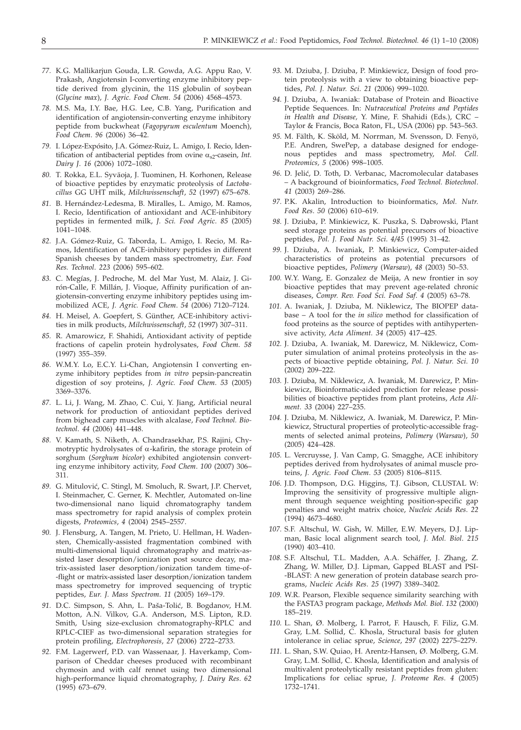*77.* K.G. Mallikarjun Gouda, L.R. Gowda, A.G. Appu Rao, V. Prakash, Angiotensin I-converting enzyme inhibitory peptide derived from glycinin, the 11S globulin of soybean (*Glycine max*), *J. Agric. Food Chem. 54* (2006) 4568–4573.

*78.* M.S. Ma, I.Y. Bae, H.G. Lee, C.B. Yang, Purification and identification of angiotensin-converting enzyme inhibitory peptide from buckwheat (*Fagopyrum esculentum* Moench), *Food Chem. 96* (2006) 36–42.

*79.* I. López-Expósito, J.A. Gómez-Ruiz, L. Amigo, I. Recio, Identification of antibacterial peptides from ovine $\alpha_{s2}$-casein, *Int. Dairy J. 16* (2006) 1072–1080.

*80.* T. Rokka, E.L. Syväoja, J. Tuominen, H. Korhonen, Release of bioactive peptides by enzymatic proteolysis of *Lactobacillus* GG UHT milk, *Milchwissenschaft*, *52* (1997) 675–678.

*81.* B. Hernández-Ledesma, B. Miralles, L. Amigo, M. Ramos, I. Recio, Identification of antioxidant and ACE-inhibitory peptides in fermented milk, *J. Sci. Food Agric. 85* (2005) 1041–1048.

*82.* J.A. Gómez-Ruiz, G. Taborda, L. Amigo, I. Recio, M. Ramos, Identification of ACE-inhibitory peptides in different Spanish cheeses by tandem mass spectrometry, *Eur. Food Res. Technol. 223* (2006) 595–602.

*83.* C. Megías, J. Pedroche, M. del Mar Yust, M. Alaiz, J. Girón-Calle, F. Millán, J. Vioque, Affinity purification of angiotensin-converting enzyme inhibitory peptides using immobilized ACE, *J. Agric. Food Chem. 54* (2006) 7120–7124.

*84.* H. Meisel, A. Goepfert, S. Günther, ACE-inhibitory activities in milk products, *Milchwissenschaft*, *52* (1997) 307–311.

*85.* R. Amarowicz, F. Shahidi, Antioxidant activity of peptide fractions of capelin protein hydrolysates, *Food Chem. 58* (1997) 355–359.

*86.* W.M.Y. Lo, E.C.Y. Li-Chan, Angiotensin I converting enzyme inhibitory peptides from *in vitro* pepsin-pancreatin digestion of soy proteins, *J. Agric. Food Chem. 53* (2005) 3369–3376.

*87.* L. Li, J. Wang, M. Zhao, C. Cui, Y. Jiang, Artificial neural network for production of antioxidant peptides derived from bighead carp muscles with alcalase, *Food Technol. Biotechnol. 44* (2006) 441–448.

*88.* V. Kamath, S. Niketh, A. Chandrasekhar, P.S. Rajini, Chymotryptic hydrolysates of $\alpha$-kafirin, the storage protein of sorghum (*Sorghum bicolor*) exhibited angiotensin converting enzyme inhibitory activity, *Food Chem. 100* (2007) 306–311.

*89.* G. Mitulović, C. Stingl, M. Smoluch, R. Swart, J.P. Chervet, I. Steinmacher, C. Gerner, K. Mechtler, Automated on-line two-dimensional nano liquid chromatography tandem mass spectrometry for rapid analysis of complex protein digests, *Proteomics*, *4* (2004) 2545–2557.

*90.* J. Flensburg, A. Tangen, M. Prieto, U. Hellman, H. Wadensten, Chemically-assisted fragmentation combined with multi-dimensional liquid chromatography and matrix-assisted laser desorption/ionization post source decay, matrix-assisted laser desorption/ionization tandem time-of--flight or matrix-assisted laser desorption/ionization tandem mass spectrometry for improved sequencing of tryptic peptides, *Eur. J. Mass Spectrom. 11* (2005) 169–179.

*91.* D.C. Simpson, S. Ahn, L. Paša-Tolić, B. Bogdanov, H.M. Motton, A.N. Vilkov, G.A. Anderson, M.S. Lipton, R.D. Smith, Using size-exclusion chromatography-RPLC and RPLC-CIEF as two-dimensional separation strategies for protein profiling, *Electrophoresis*, *27* (2006) 2722–2733.

*92.* F.M. Lagerwerf, P.D. van Wassenaar, J. Haverkamp, Comparison of Cheddar cheeses produced with recombinant chymosin and with calf rennet using two dimensional high-performance liquid chromatography, *J. Dairy Res. 62* (1995) 673–679.

*93.* M. Dziuba, J. Dziuba, P. Minkiewicz, Design of food protein proteolysis with a view to obtaining bioactive peptides, *Pol. J. Natur. Sci. 21* (2006) 999–1020.

*94.* J. Dziuba, A. Iwaniak: Database of Protein and Bioactive Peptide Sequences. In: *Nutraceutical Proteins and Peptides in Health and Disease*, Y. Mine, F. Shahidi (Eds.), CRC – Taylor & Francis, Boca Raton, FL, USA (2006) pp. 543–563.

*95.* M. Fälth, K. Sköld, M. Norrman, M. Svensson, D. Fenyö, P.E. Andren, SwePep, a database designed for endogenous peptides and mass spectrometry, *Mol. Cell. Proteomics, 5* (2006) 998–1005.

*96.* D. Jelić, D. Toth, D. Verbanac, Macromolecular databases – A background of bioinformatics, *Food Technol. Biotechnol. 41* (2003) 269–286.

*97.* P.K. Akalin, Introduction to bioinformatics, *Mol. Nutr. Food Res. 50* (2006) 610–619.

*98.* J. Dziuba, P. Minkiewicz, K. Puszka, S. Dąbrowski, Plant seed storage proteins as potential precursors of bioactive peptides, *Pol. J. Food Nutr. Sci. 4/45* (1995) 31–42.

*99.* J. Dziuba, A. Iwaniak, P. Minkiewicz, Computer-aided characteristics of proteins as potential precursors of bioactive peptides, *Polimery* (*Warsaw*), *48* (2003) 50–53.

*100.* W.Y. Wang, E. Gonzalez de Meija, A new frontier in soy bioactive peptides that may prevent age-related chronic diseases, *Compr. Rev. Food Sci. Food Saf. 4* (2005) 63–78.

*101.* A. Iwaniak, J. Dziuba, M. Niklewicz, The BIOPEP database – A tool for the *in silico* method for classification of food proteins as the source of peptides with antihypertensive activity, *Acta Aliment. 34* (2005) 417–425.

*102.* J. Dziuba, A. Iwaniak, M. Darewicz, M. Niklewicz, Computer simulation of animal proteins proteolysis in the aspects of bioactive peptide obtaining, *Pol. J. Natur. Sci. 10* (2002) 209–222.

*103.* J. Dziuba, M. Niklewicz, A. Iwaniak, M. Darewicz, P. Minkiewicz, Bioinformatic-aided prediction for release possibilities of bioactive peptides from plant proteins, *Acta Aliment. 33* (2004) 227–235.

*104.* J. Dziuba, M. Niklewicz, A. Iwaniak, M. Darewicz, P. Minkiewicz, Structural properties of proteolytic-accessible fragments of selected animal proteins, *Polimery* (*Warsaw*), *50* (2005) 424–428.

*105.* L. Vercruysse, J. Van Camp, G. Smagghe, ACE inhibitory peptides derived from hydrolysates of animal muscle proteins, *J. Agric. Food Chem. 53* (2005) 8106–8115.

*106.* J.D. Thompson, D.G. Higgins, T.J. Gibson, CLUSTAL W: Improving the sensitivity of progressive multiple alignment through sequence weighting position-specific gap penalties and weight matrix choice, *Nucleic Acids Res. 22* (1994) 4673–4680.

*107.* S.F. Altschul, W. Gish, W. Miller, E.W. Meyers, D.J. Lipman, Basic local alignment search tool, *J. Mol. Biol. 215* (1990) 403–410.

*108.* S.F. Altschul, T.L. Madden, A.A. Schäffer, J. Zhang, Z. Zhang, W. Miller, D.J. Lipman, Gapped BLAST and PSI--BLAST: A new generation of protein database search programs, *Nucleic Acids Res. 25* (1997) 3389–3402.

*109.* W.R. Pearson, Flexible sequence similarity searching with the FASTA3 program package, *Methods Mol. Biol. 132* (2000) 185–219.

*110.* L. Shan, Ø. Molberg, I. Parrot, F. Hausch, F. Filiz, G.M. Gray, L.M. Sollid, C. Khosla, Structural basis for gluten intolerance in celiac sprue, *Science*, *297* (2002) 2275–2279.

*111.* L. Shan, S.W. Quiao, H. Arentz-Hansen, Ø. Molberg, G.M. Gray, L.M. Sollid, C. Khosla, Identification and analysis of multivalent proteolytically resistant peptides from gluten: Implications for celiac sprue, *J. Proteome Res. 4* (2005) 1732–1741.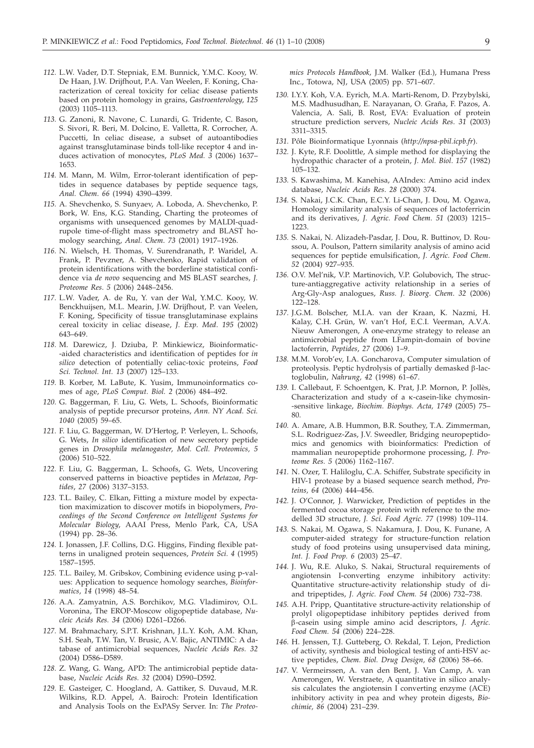*112.* L.W. Vader, D.T. Stepniak, E.M. Bunnick, Y.M.C. Kooy, W. De Haan, J.W. Drijfhout, P.A. Van Weelen, F. Koning, Characterization of cereal toxicity for celiac disease patients based on protein homology in grains, *Gastroenterology, 125* (2003) 1105–1113.

*113.* G. Zanoni, R. Navone, C. Lunardi, G. Tridente, C. Bason, S. Sivori, R. Beri, M. Dolcino, E. Valletta, R. Corrocher, A. Puccetti, In celiac disease, a subset of autoantibodies against transglutaminase binds toll-like receptor 4 and induces activation of monocytes, *PLoS Med. 3* (2006) 1637–1653.

*114.* M. Mann, M. Wilm, Error-tolerant identification of peptides in sequence databases by peptide sequence tags, *Anal. Chem. 66* (1994) 4390–4399.

*115.* A. Shevchenko, S. Sunyaev, A. Loboda, A. Shevchenko, P. Bork, W. Ens, K.G. Standing, Charting the proteomes of organisms with unsequenced genomes by MALDI-quadrupole time-of-flight mass spectrometry and BLAST homology searching, *Anal. Chem. 73* (2001) 1917–1926.

*116.* N. Wielsch, H. Thomas, V. Surendranath, P. Waridel, A. Frank, P. Pevzner, A. Shevchenko, Rapid validation of protein identifications with the borderline statistical confidence via *de novo* sequencing and MS BLAST searches, *J. Proteome Res. 5* (2006) 2448–2456.

*117.* L.W. Vader, A. de Ru, Y. van der Wal, Y.M.C. Kooy, W. Benckhuijsen, M.L. Mearin, J.W. Drijfhout, P. van Veelen, F. Koning, Specificity of tissue transglutaminase explains cereal toxicity in celiac disease, *J. Exp. Med. 195* (2002) 643–649.

*118.* M. Darewicz, J. Dziuba, P. Minkiewicz, Bioinformatic-aided characteristics and identification of peptides for *in silico* detection of potentially celiac-toxic proteins, *Food Sci. Technol. Int. 13* (2007) 125–133.

*119.* B. Korber, M. LaBute, K. Yusim, Immunoinformatics comes of age, *PLoS Comput. Biol. 2* (2006) 484–492.

*120.* G. Baggerman, F. Liu, G. Wets, L. Schoofs, Bioinformatic analysis of peptide precursor proteins, *Ann. NY Acad. Sci. 1040* (2005) 59–65.

*121.* F. Liu, G. Baggerman, W. D'Hertog, P. Verleyen, L. Schoofs, G. Wets, *In silico* identification of new secretory peptide genes in *Drosophila melanogaster*, *Mol. Cell. Proteomics, 5* (2006) 510–522.

*122.* F. Liu, G. Baggerman, L. Schoofs, G. Wets, Uncovering conserved patterns in bioactive peptides in *Metazoa*, *Peptides, 27* (2006) 3137–3153.

*123.* T.L. Bailey, C. Elkan, Fitting a mixture model by expectation maximization to discover motifs in biopolymers, *Proceedings of the Second Conference on Intelligent Systems for Molecular Biology*, AAAI Press, Menlo Park, CA, USA (1994) pp. 28–36.

*124.* I. Jonassen, J.F. Collins, D.G. Higgins, Finding flexible patterns in unaligned protein sequences, *Protein Sci. 4* (1995) 1587–1595.

*125.* T.L. Bailey, M. Gribskov, Combining evidence using p-values: Application to sequence homology searches, *Bioinformatics, 14* (1998) 48–54.

*126.* A.A. Zamyatnin, A.S. Borchikov, M.G. Vladimirov, O.L. Voronina, The EROP-Moscow oligopeptide database, *Nucleic Acids Res. 34* (2006) D261–D266.

*127.* M. Brahmachary, S.P.T. Krishnan, J.L.Y. Koh, A.M. Khan, S.H. Seah, T.W. Tan, V. Brusic, A.V. Bajic, ANTIMIC: A database of antimicrobial sequences, *Nucleic Acids Res. 32* (2004) D586–D589.

*128.* Z. Wang, G. Wang, APD: The antimicrobial peptide database, *Nucleic Acids Res. 32* (2004) D590–D592.

*129.* E. Gasteiger, C. Hoogland, A. Gattiker, S. Duvaud, M.R. Wilkins, R.D. Appel, A. Bairoch: Protein Identification and Analysis Tools on the ExPASy Server. In: *The Proteomics Protocols Handbook*, J.M. Walker (Ed.), Humana Press Inc., Totowa, NJ, USA (2005) pp. 571–607.

*130.* I.Y.Y. Koh, V.A. Eyrich, M.A. Marti-Renom, D. Przybylski, M.S. Madhusudhan, E. Narayanan, O. Graña, F. Pazos, A. Valencia, A. Sali, B. Rost, EVA: Evaluation of protein structure prediction servers, *Nucleic Acids Res. 31* (2003) 3311–3315.

*131.* Pôle Bioinformatique Lyonnais (*http://npsa-pbil.icpb.fr*).

*132.* J. Kyte, R.F. Doolittle, A simple method for displaying the hydropathic character of a protein, *J. Mol. Biol. 157* (1982) 105–132.

*133.* S. Kawashima, M. Kanehisa, AAIndex: Amino acid index database, *Nucleic Acids Res. 28* (2000) 374.

*134.* S. Nakai, J.C.K. Chan, E.C.Y. Li-Chan, J. Dou, M. Ogawa, Homology similarity analysis of sequences of lactoferricin and its derivatives, *J. Agric. Food Chem. 51* (2003) 1215–1223.

*135.* S. Nakai, N. Alizadeh-Pasdar, J. Dou, R. Buttinov, D. Roussou, A. Poulson, Pattern similarity analysis of amino acid sequences for peptide emulsification, *J. Agric. Food Chem. 52* (2004) 927–935.

*136.* O.V. Mel'nik, V.P. Martinovich, V.P. Golubovich, The structure-antiaggregative activity relationship in a series of Arg-Gly-Asp analogues, *Russ. J. Bioorg. Chem. 32* (2006) 122–128.

*137.* J.G.M. Bolscher, M.I.A. van der Kraan, K. Nazmi, H. Kalay, C.H. Grün, W. van't Hof, E.C.I. Veerman, A.V.A. Nieuw Amerongen, A one-enzyme strategy to release an antimicrobial peptide from LFampin-domain of bovine lactoferrin, *Peptides, 27* (2006) 1–9.

*138.* M.M. Vorob'ev, I.A. Goncharova, Computer simulation of proteolysis. Peptic hydrolysis of partially demasked β-lactoglobulin, *Nahrung, 42* (1998) 61–67.

*139.* I. Callebaut, F. Schoentgen, K. Prat, J.P. Mornon, P. Jollès, Characterization and study of a κ-casein-like chymosin-sensitive linkage, *Biochim. Biophys. Acta, 1749* (2005) 75–80.

*140.* A. Amare, A.B. Hummon, B.R. Southey, T.A. Zimmerman, S.L. Rodriguez-Zas, J.V. Sweedler, Bridging neuropeptidomics and genomics with bioinformatics: Prediction of mammalian neuropeptide prohormone processing, *J. Proteome Res. 5* (2006) 1162–1167.

*141.* N. Ozer, T. Haliloglu, C.A. Schiffer, Substrate specificity in HIV-1 protease by a biased sequence search method, *Proteins, 64* (2006) 444–456.

*142.* J. O'Connor, J. Warwicker, Prediction of peptides in the fermented cocoa storage protein with reference to the modelled 3D structure, *J. Sci. Food Agric. 77* (1998) 109–114.

*143.* S. Nakai, M. Ogawa, S. Nakamura, J. Dou, K. Funane, A computer-aided strategy for structure-function relation study of food proteins using unsupervised data mining, *Int. J. Food Prop. 6* (2003) 25–47.

*144.* J. Wu, R.E. Aluko, S. Nakai, Structural requirements of angiotensin I-converting enzyme inhibitory activity: Quantitative structure-activity relationship study of di- and tripeptides, *J. Agric. Food Chem. 54* (2006) 732–738.

*145.* A.H. Pripp, Quantitative structure-activity relationship of prolyl oligopeptidase inhibitory peptides derived from β-casein using simple amino acid descriptors, *J. Agric. Food Chem. 54* (2006) 224–228.

*146.* H. Jenssen, T.J. Gutteberg, O. Rekdal, T. Lejon, Prediction of activity, synthesis and biological testing of anti-HSV active peptides, *Chem. Biol. Drug Design, 68* (2006) 58–66.

*147.* V. Vermeirssen, A. van den Bent, J. Van Camp, A. van Amerongen, W. Verstraete, A quantitative in silico analysis calculates the angiotensin I converting enzyme (ACE) inhibitory activity in pea and whey protein digests, *Biochimie, 86* (2004) 231–239.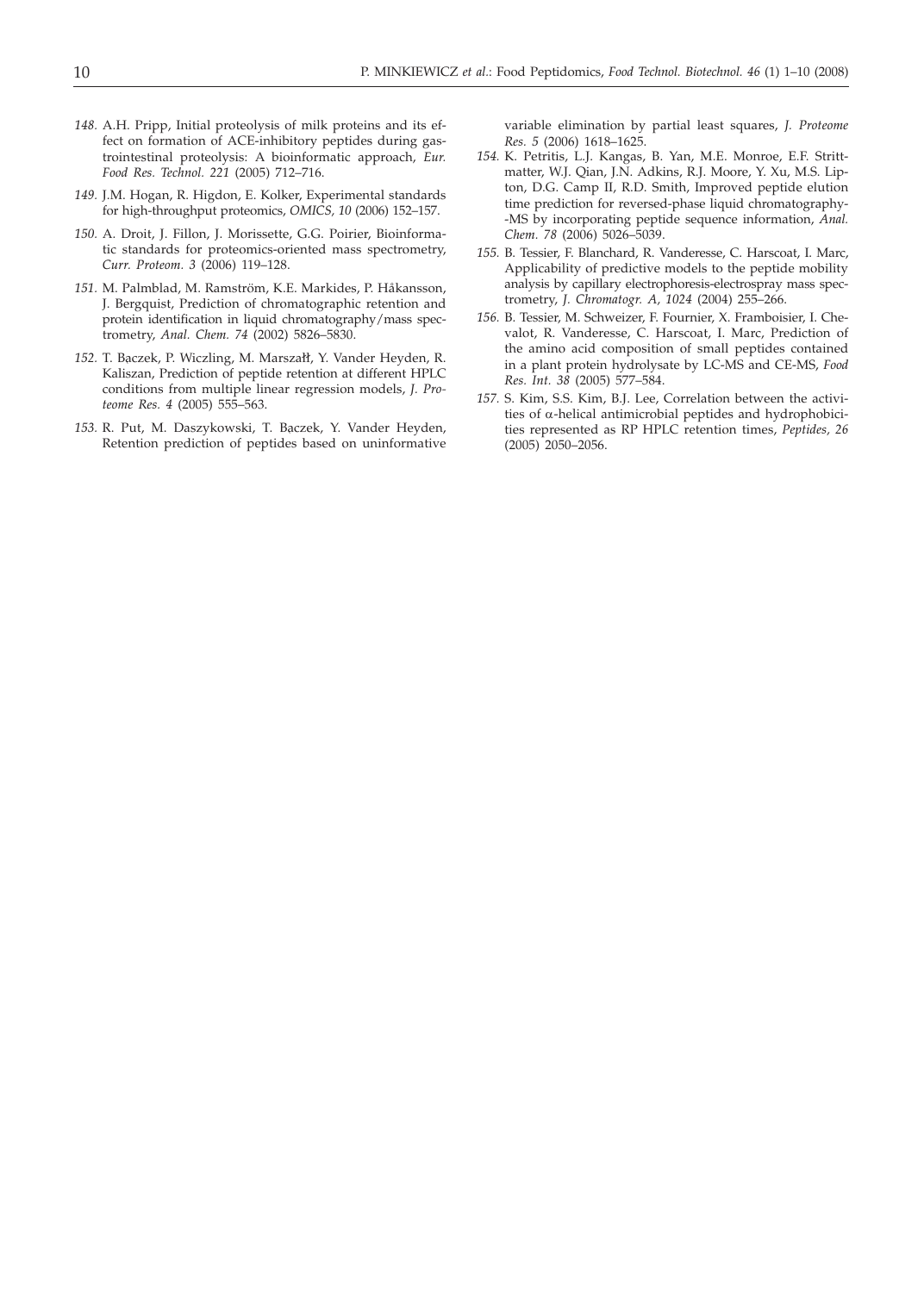*148.* A.H. Pripp, Initial proteolysis of milk proteins and its effect on formation of ACE-inhibitory peptides during gastrointestinal proteolysis: A bioinformatic approach, *Eur. Food Res. Technol. 221* (2005) 712–716.

*149.* J.M. Hogan, R. Higdon, E. Kolker, Experimental standards for high-throughput proteomics, *OMICS, 10* (2006) 152–157.

*150.* A. Droit, J. Fillon, J. Morissette, G.G. Poirier, Bioinformatic standards for proteomics-oriented mass spectrometry, *Curr. Proteom. 3* (2006) 119–128.

*151.* M. Palmblad, M. Ramström, K.E. Markides, P. Håkansson, J. Bergquist, Prediction of chromatographic retention and protein identification in liquid chromatography/mass spectrometry, *Anal. Chem. 74* (2002) 5826–5830.

*152.* T. Baczek, P. Wiczling, M. Marszałł, Y. Vander Heyden, R. Kaliszan, Prediction of peptide retention at different HPLC conditions from multiple linear regression models, *J. Proteome Res. 4* (2005) 555–563.

*153.* R. Put, M. Daszykowski, T. Baczek, Y. Vander Heyden, Retention prediction of peptides based on uninformative variable elimination by partial least squares, *J. Proteome Res. 5* (2006) 1618–1625.

*154.* K. Petritis, L.J. Kangas, B. Yan, M.E. Monroe, E.F. Strittmatter, W.J. Qian, J.N. Adkins, R.J. Moore, Y. Xu, M.S. Lipton, D.G. Camp II, R.D. Smith, Improved peptide elution time prediction for reversed-phase liquid chromatography-MS by incorporating peptide sequence information, *Anal. Chem. 78* (2006) 5026–5039.

*155.* B. Tessier, F. Blanchard, R. Vanderesse, C. Harscoat, I. Marc, Applicability of predictive models to the peptide mobility analysis by capillary electrophoresis-electrospray mass spectrometry, *J. Chromatogr. A, 1024* (2004) 255–266.

*156.* B. Tessier, M. Schweizer, F. Fournier, X. Framboisier, I. Chevalot, R. Vanderesse, C. Harscoat, I. Marc, Prediction of the amino acid composition of small peptides contained in a plant protein hydrolysate by LC-MS and CE-MS, *Food Res. Int. 38* (2005) 577–584.

*157.* S. Kim, S.S. Kim, B.J. Lee, Correlation between the activities of α-helical antimicrobial peptides and hydrophobicities represented as RP HPLC retention times, *Peptides, 26* (2005) 2050–2056.